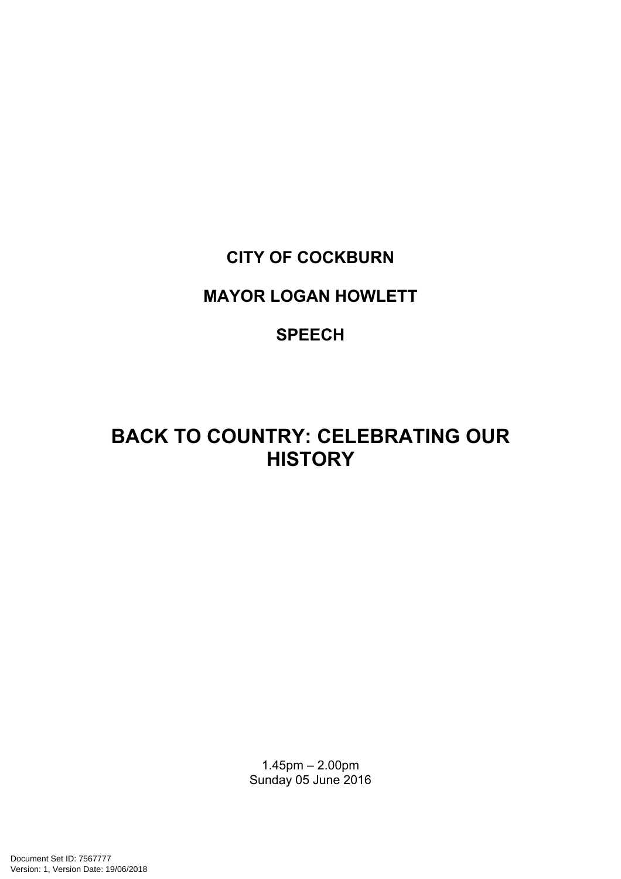**CITY OF COCKBURN**

**MAYOR LOGAN HOWLETT**

**SPEECH**

# BACK TO COUNTRY: CELEBRATING OUR HISTORY

1.45pm – 2.00pm
Sunday 05 June 2016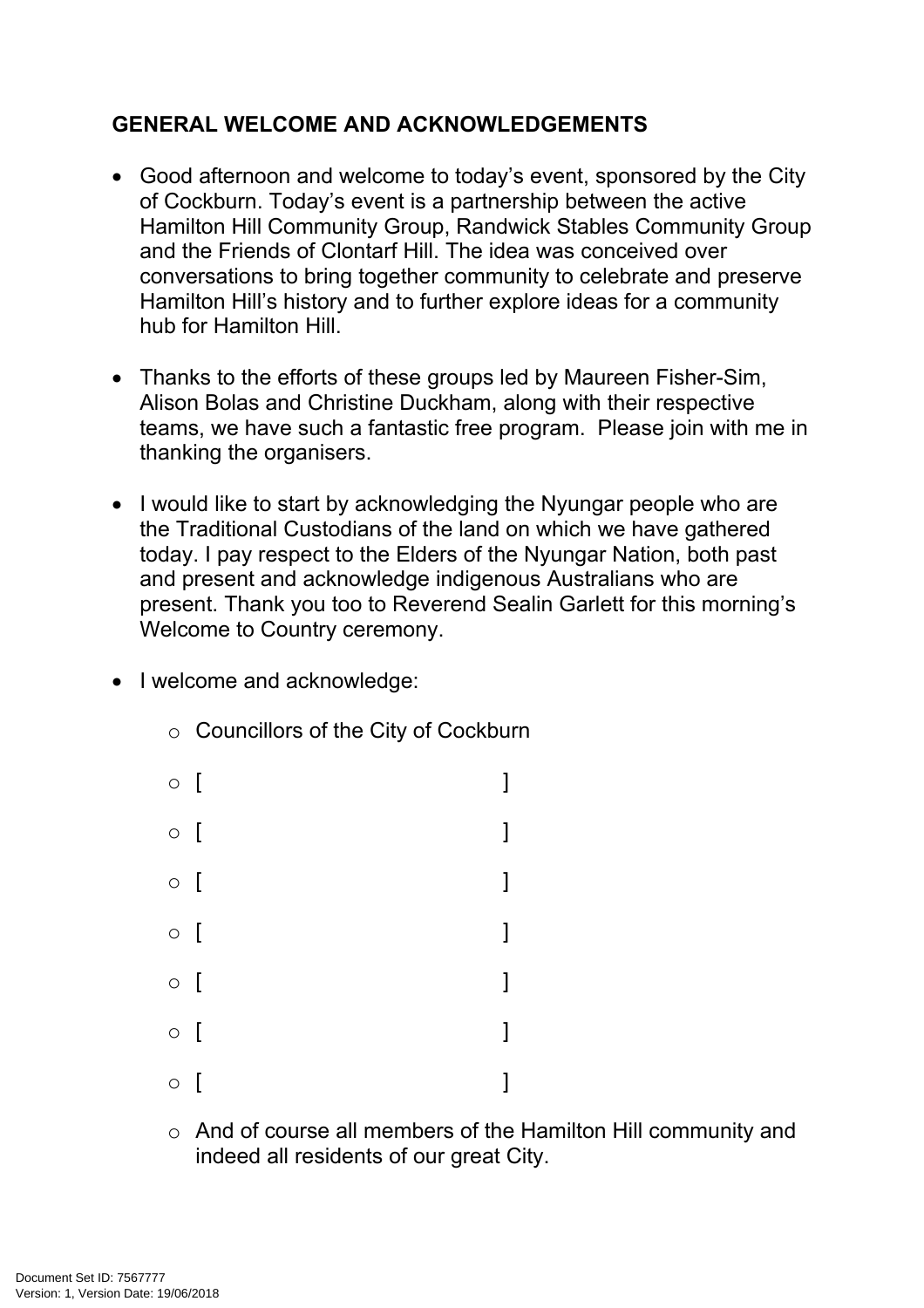**GENERAL WELCOME AND ACKNOWLEDGEMENTS**

- Good afternoon and welcome to today's event, sponsored by the City of Cockburn. Today's event is a partnership between the active Hamilton Hill Community Group, Randwick Stables Community Group and the Friends of Clontarf Hill. The idea was conceived over conversations to bring together community to celebrate and preserve Hamilton Hill's history and to further explore ideas for a community hub for Hamilton Hill.

- Thanks to the efforts of these groups led by Maureen Fisher-Sim, Alison Bolas and Christine Duckham, along with their respective teams, we have such a fantastic free program. Please join with me in thanking the organisers.

- I would like to start by acknowledging the Nyungar people who are the Traditional Custodians of the land on which we have gathered today. I pay respect to the Elders of the Nyungar Nation, both past and present and acknowledge indigenous Australians who are present. Thank you too to Reverend Sealin Garlett for this morning's Welcome to Country ceremony.

- I welcome and acknowledge:
  - Councillors of the City of Cockburn
  - [ ]
  - [ ]
  - [ ]
  - [ ]
  - [ ]
  - [ ]
  - [ ]
  - And of course all members of the Hamilton Hill community and indeed all residents of our great City.

Document Set ID: 7567777
Version: 1, Version Date: 19/06/2018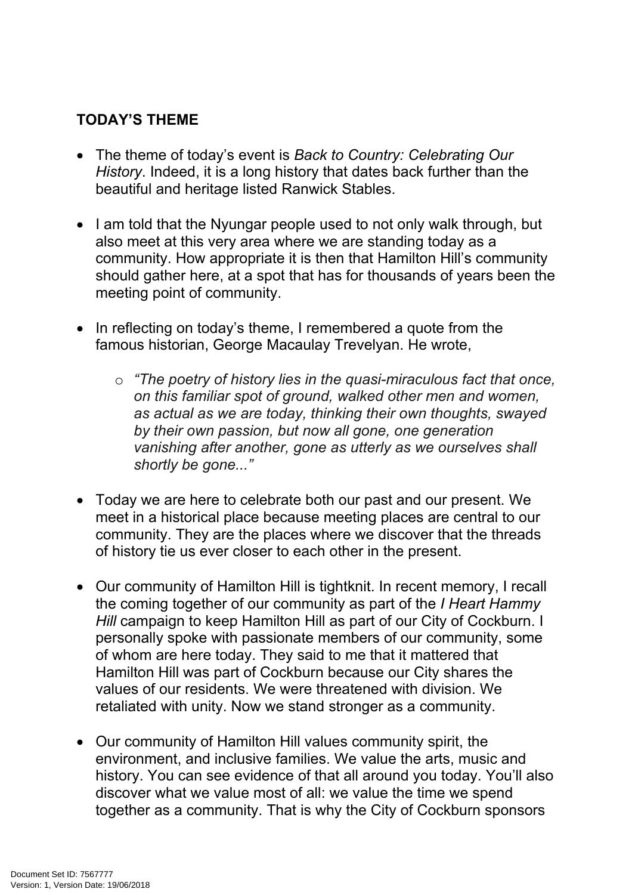## TODAY'S THEME

- The theme of today's event is *Back to Country: Celebrating Our History*. Indeed, it is a long history that dates back further than the beautiful and heritage listed Ranwick Stables.

- I am told that the Nyungar people used to not only walk through, but also meet at this very area where we are standing today as a community. How appropriate it is then that Hamilton Hill's community should gather here, at a spot that has for thousands of years been the meeting point of community.

- In reflecting on today's theme, I remembered a quote from the famous historian, George Macaulay Trevelyan. He wrote,

    - *"The poetry of history lies in the quasi-miraculous fact that once, on this familiar spot of ground, walked other men and women, as actual as we are today, thinking their own thoughts, swayed by their own passion, but now all gone, one generation vanishing after another, gone as utterly as we ourselves shall shortly be gone..."*

- Today we are here to celebrate both our past and our present. We meet in a historical place because meeting places are central to our community. They are the places where we discover that the threads of history tie us ever closer to each other in the present.

- Our community of Hamilton Hill is tightknit. In recent memory, I recall the coming together of our community as part of the *I Heart Hammy Hill* campaign to keep Hamilton Hill as part of our City of Cockburn. I personally spoke with passionate members of our community, some of whom are here today. They said to me that it mattered that Hamilton Hill was part of Cockburn because our City shares the values of our residents. We were threatened with division. We retaliated with unity. Now we stand stronger as a community.

- Our community of Hamilton Hill values community spirit, the environment, and inclusive families. We value the arts, music and history. You can see evidence of that all around you today. You'll also discover what we value most of all: we value the time we spend together as a community. That is why the City of Cockburn sponsors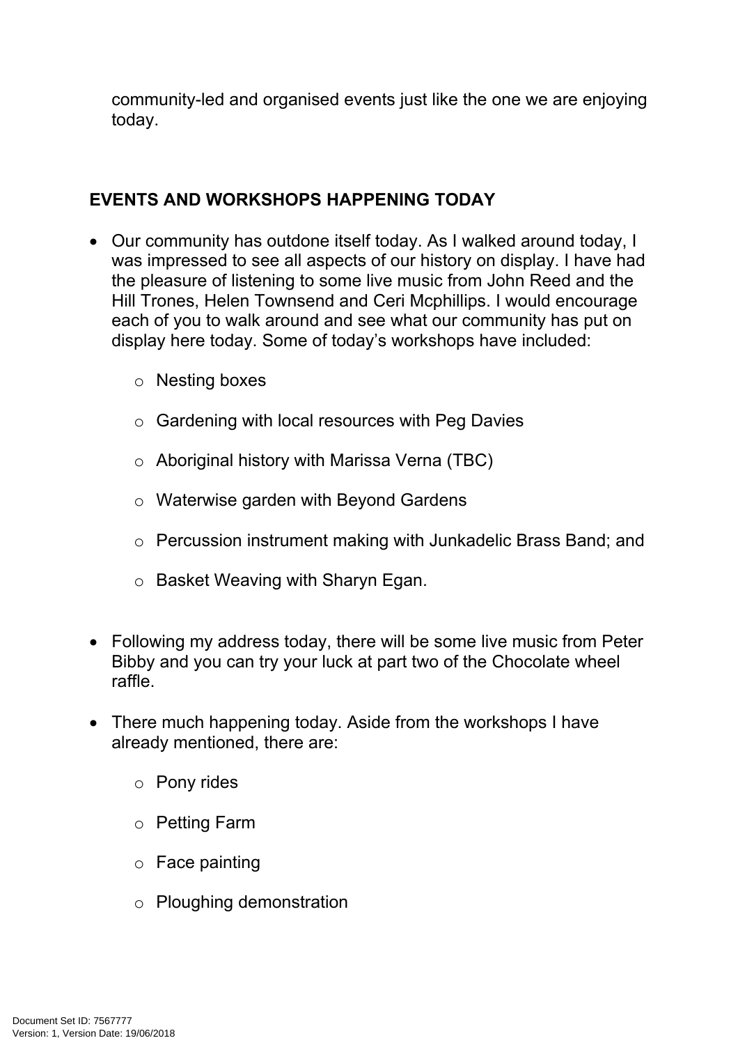community-led and organised events just like the one we are enjoying today.

**EVENTS AND WORKSHOPS HAPPENING TODAY**

- Our community has outdone itself today. As I walked around today, I was impressed to see all aspects of our history on display. I have had the pleasure of listening to some live music from John Reed and the Hill Trones, Helen Townsend and Ceri Mcphillips. I would encourage each of you to walk around and see what our community has put on display here today. Some of today's workshops have included:
  - Nesting boxes
  - Gardening with local resources with Peg Davies
  - Aboriginal history with Marissa Verna (TBC)
  - Waterwise garden with Beyond Gardens
  - Percussion instrument making with Junkadelic Brass Band; and
  - Basket Weaving with Sharyn Egan.

- Following my address today, there will be some live music from Peter Bibby and you can try your luck at part two of the Chocolate wheel raffle.

- There much happening today. Aside from the workshops I have already mentioned, there are:
  - Pony rides
  - Petting Farm
  - Face painting
  - Ploughing demonstration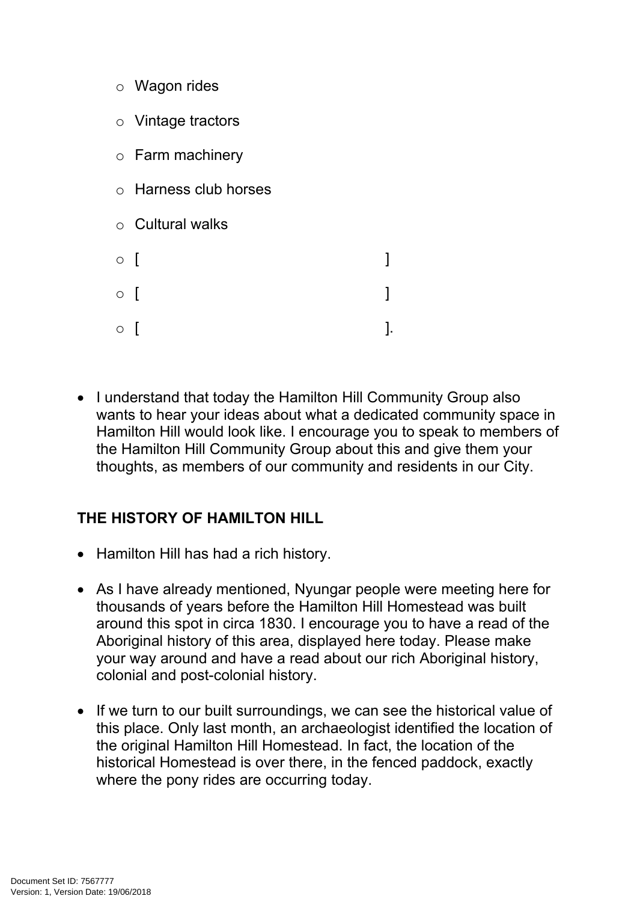- Wagon rides
  - Vintage tractors
  - Farm machinery
  - Harness club horses
  - Cultural walks
  - [ ]
  - [ ]
  - [ ].

- I understand that today the Hamilton Hill Community Group also wants to hear your ideas about what a dedicated community space in Hamilton Hill would look like. I encourage you to speak to members of the Hamilton Hill Community Group about this and give them your thoughts, as members of our community and residents in our City.

**THE HISTORY OF HAMILTON HILL**

- Hamilton Hill has had a rich history.

- As I have already mentioned, Nyungar people were meeting here for thousands of years before the Hamilton Hill Homestead was built around this spot in circa 1830. I encourage you to have a read of the Aboriginal history of this area, displayed here today. Please make your way around and have a read about our rich Aboriginal history, colonial and post-colonial history.

- If we turn to our built surroundings, we can see the historical value of this place. Only last month, an archaeologist identified the location of the original Hamilton Hill Homestead. In fact, the location of the historical Homestead is over there, in the fenced paddock, exactly where the pony rides are occurring today.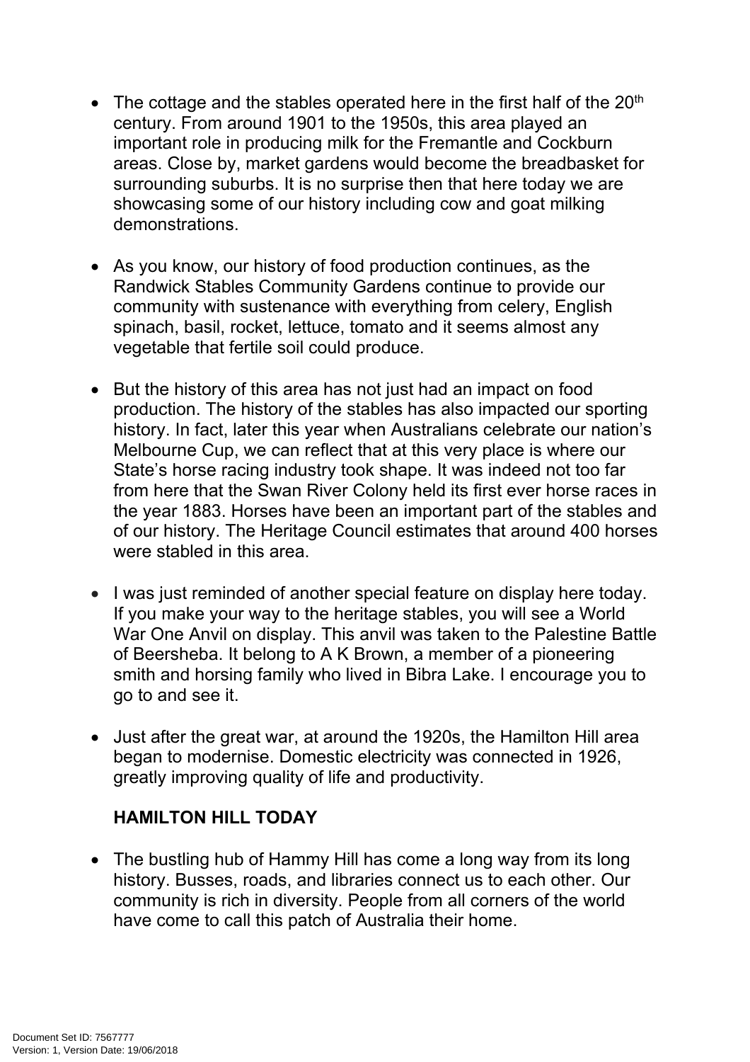- The cottage and the stables operated here in the first half of the 20th century. From around 1901 to the 1950s, this area played an important role in producing milk for the Fremantle and Cockburn areas. Close by, market gardens would become the breadbasket for surrounding suburbs. It is no surprise then that here today we are showcasing some of our history including cow and goat milking demonstrations.

- As you know, our history of food production continues, as the Randwick Stables Community Gardens continue to provide our community with sustenance with everything from celery, English spinach, basil, rocket, lettuce, tomato and it seems almost any vegetable that fertile soil could produce.

- But the history of this area has not just had an impact on food production. The history of the stables has also impacted our sporting history. In fact, later this year when Australians celebrate our nation's Melbourne Cup, we can reflect that at this very place is where our State's horse racing industry took shape. It was indeed not too far from here that the Swan River Colony held its first ever horse races in the year 1883. Horses have been an important part of the stables and of our history. The Heritage Council estimates that around 400 horses were stabled in this area.

- I was just reminded of another special feature on display here today. If you make your way to the heritage stables, you will see a World War One Anvil on display. This anvil was taken to the Palestine Battle of Beersheba. It belong to A K Brown, a member of a pioneering smith and horsing family who lived in Bibra Lake. I encourage you to go to and see it.

- Just after the great war, at around the 1920s, the Hamilton Hill area began to modernise. Domestic electricity was connected in 1926, greatly improving quality of life and productivity.

**HAMILTON HILL TODAY**

- The bustling hub of Hammy Hill has come a long way from its long history. Busses, roads, and libraries connect us to each other. Our community is rich in diversity. People from all corners of the world have come to call this patch of Australia their home.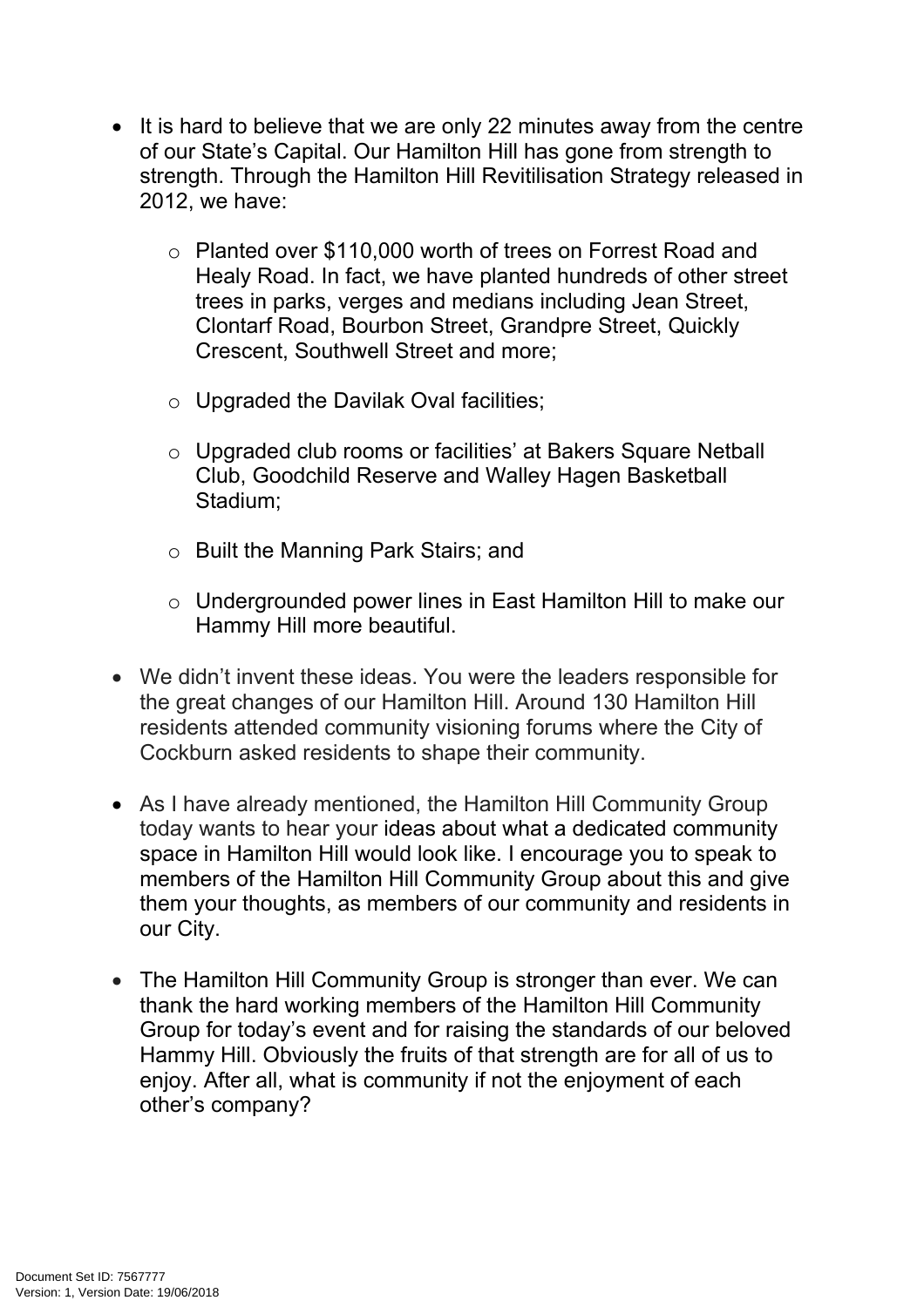- It is hard to believe that we are only 22 minutes away from the centre of our State's Capital. Our Hamilton Hill has gone from strength to strength. Through the Hamilton Hill Revitilisation Strategy released in 2012, we have:

    - Planted over $110,000 worth of trees on Forrest Road and Healy Road. In fact, we have planted hundreds of other street trees in parks, verges and medians including Jean Street, Clontarf Road, Bourbon Street, Grandpre Street, Quickly Crescent, Southwell Street and more;

    - Upgraded the Davilak Oval facilities;

    - Upgraded club rooms or facilities' at Bakers Square Netball Club, Goodchild Reserve and Walley Hagen Basketball Stadium;

    - Built the Manning Park Stairs; and

    - Undergrounded power lines in East Hamilton Hill to make our Hammy Hill more beautiful.

- We didn't invent these ideas. You were the leaders responsible for the great changes of our Hamilton Hill. Around 130 Hamilton Hill residents attended community visioning forums where the City of Cockburn asked residents to shape their community.

- As I have already mentioned, the Hamilton Hill Community Group today wants to hear your ideas about what a dedicated community space in Hamilton Hill would look like. I encourage you to speak to members of the Hamilton Hill Community Group about this and give them your thoughts, as members of our community and residents in our City.

- The Hamilton Hill Community Group is stronger than ever. We can thank the hard working members of the Hamilton Hill Community Group for today's event and for raising the standards of our beloved Hammy Hill. Obviously the fruits of that strength are for all of us to enjoy. After all, what is community if not the enjoyment of each other's company?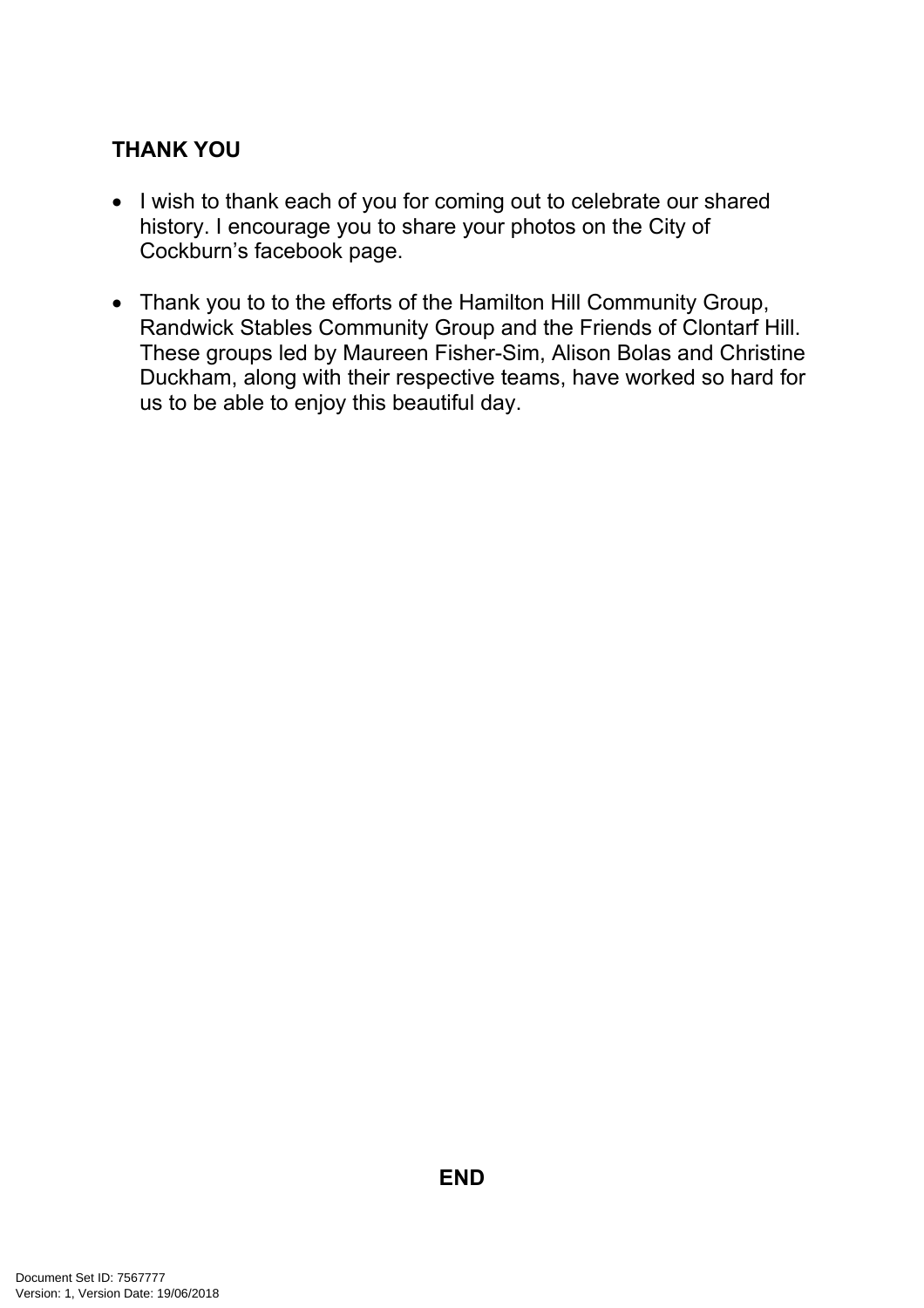**THANK YOU**

- I wish to thank each of you for coming out to celebrate our shared history. I encourage you to share your photos on the City of Cockburn's facebook page.

- Thank you to to the efforts of the Hamilton Hill Community Group, Randwick Stables Community Group and the Friends of Clontarf Hill. These groups led by Maureen Fisher-Sim, Alison Bolas and Christine Duckham, along with their respective teams, have worked so hard for us to be able to enjoy this beautiful day.

**END**

Document Set ID: 7567777
Version: 1, Version Date: 19/06/2018